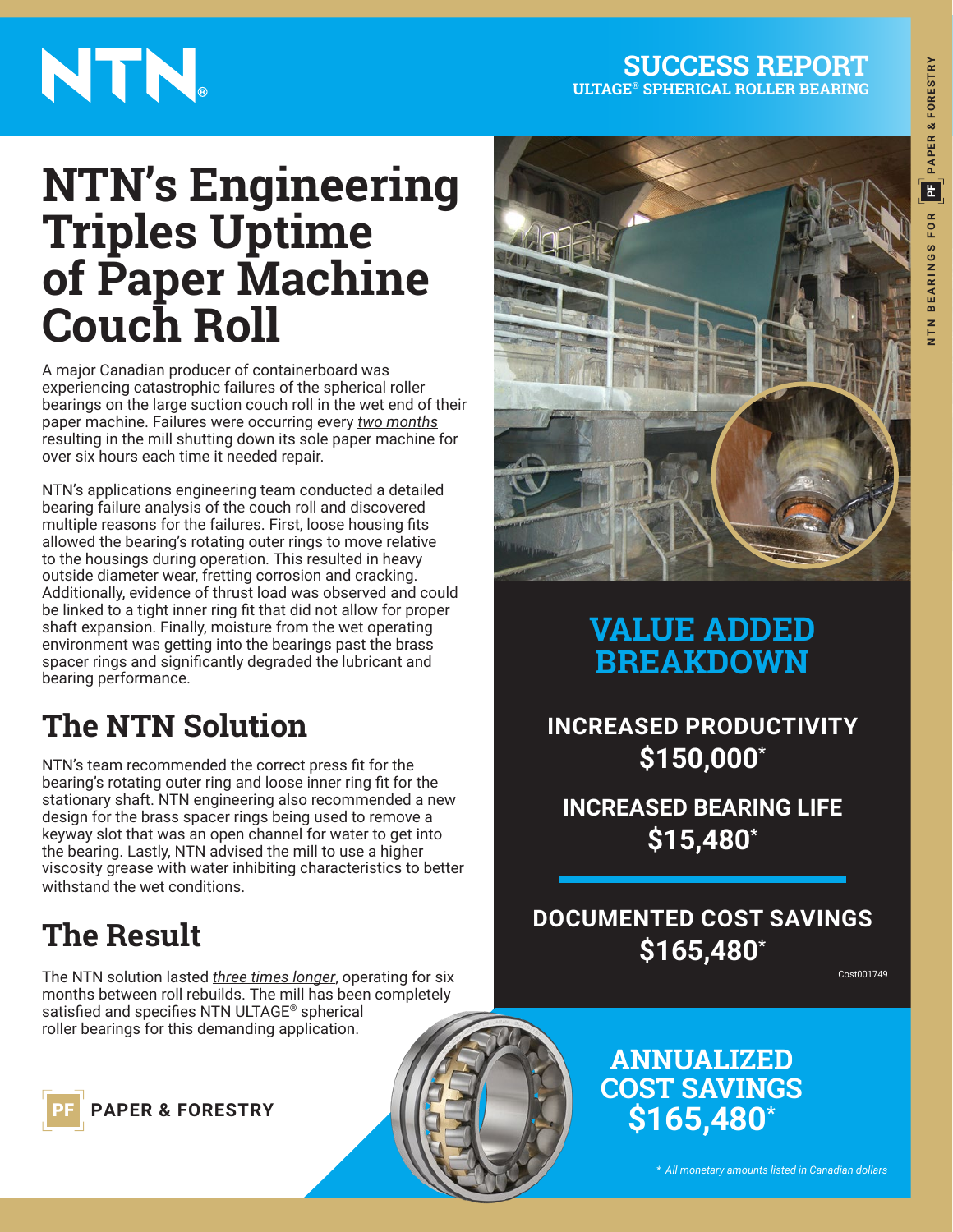NTN®

**SUCCESS REPORT**
**ULTAGE® SPHERICAL ROLLER BEARING**

# NTN's Engineering Triples Uptime of Paper Machine Couch Roll

A major Canadian producer of containerboard was experiencing catastrophic failures of the spherical roller bearings on the large suction couch roll in the wet end of their paper machine. Failures were occurring every *two months* resulting in the mill shutting down its sole paper machine for over six hours each time it needed repair.

NTN's applications engineering team conducted a detailed bearing failure analysis of the couch roll and discovered multiple reasons for the failures. First, loose housing fits allowed the bearing's rotating outer rings to move relative to the housings during operation. This resulted in heavy outside diameter wear, fretting corrosion and cracking. Additionally, evidence of thrust load was observed and could be linked to a tight inner ring fit that did not allow for proper shaft expansion. Finally, moisture from the wet operating environment was getting into the bearings past the brass spacer rings and significantly degraded the lubricant and bearing performance.

## The NTN Solution

NTN's team recommended the correct press fit for the bearing's rotating outer ring and loose inner ring fit for the stationary shaft. NTN engineering also recommended a new design for the brass spacer rings being used to remove a keyway slot that was an open channel for water to get into the bearing. Lastly, NTN advised the mill to use a higher viscosity grease with water inhibiting characteristics to better withstand the wet conditions.

## The Result

The NTN solution lasted *three times longer*, operating for six months between roll rebuilds. The mill has been completely satisfied and specifies NTN ULTAGE® spherical roller bearings for this demanding application.

PF **PAPER & FORESTRY**

## VALUE ADDED BREAKDOWN

**INCREASED PRODUCTIVITY**
**$150,000***

**INCREASED BEARING LIFE**
**$15,480***

**DOCUMENTED COST SAVINGS**
**$165,480***

Cost001749

## ANNUALIZED COST SAVINGS $165,480*

*All monetary amounts listed in Canadian dollars*

NTN BEARINGS FOR PF PAPER & FORESTRY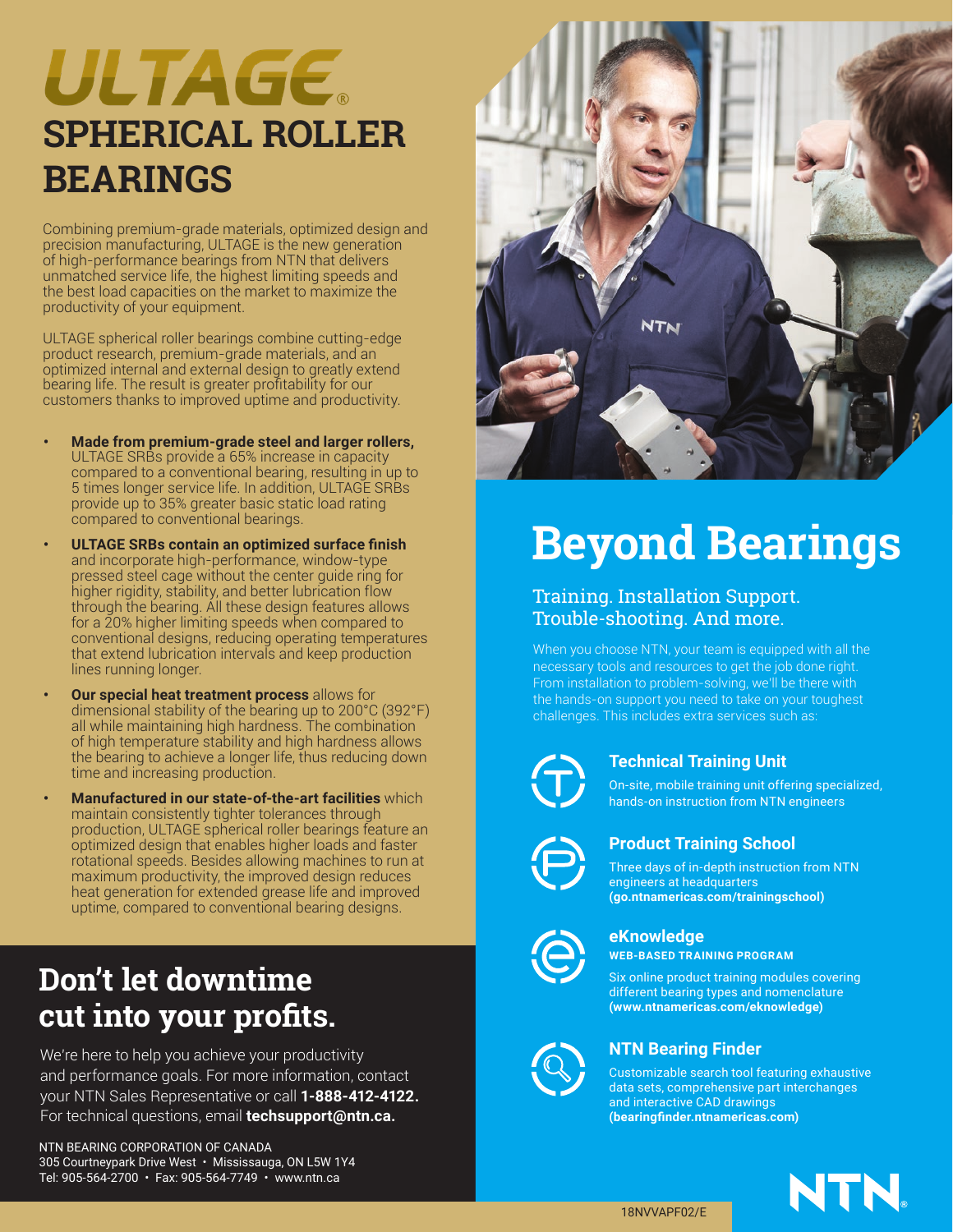# ULTAGE®

# SPHERICAL ROLLER BEARINGS

Combining premium-grade materials, optimized design and precision manufacturing, ULTAGE is the new generation of high-performance bearings from NTN that delivers unmatched service life, the highest limiting speeds and the best load capacities on the market to maximize the productivity of your equipment.

ULTAGE spherical roller bearings combine cutting-edge product research, premium-grade materials, and an optimized internal and external design to greatly extend bearing life. The result is greater profitability for our customers thanks to improved uptime and productivity.

- **Made from premium-grade steel and larger rollers,** ULTAGE SRBs provide a 65% increase in capacity compared to a conventional bearing, resulting in up to 5 times longer service life. In addition, ULTAGE SRBs provide up to 35% greater basic static load rating compared to conventional bearings.
- **ULTAGE SRBs contain an optimized surface finish** and incorporate high-performance, window-type pressed steel cage without the center guide ring for higher rigidity, stability, and better lubrication flow through the bearing. All these design features allows for a 20% higher limiting speeds when compared to conventional designs, reducing operating temperatures that extend lubrication intervals and keep production lines running longer.
- **Our special heat treatment process** allows for dimensional stability of the bearing up to 200°C (392°F) all while maintaining high hardness. The combination of high temperature stability and high hardness allows the bearing to achieve a longer life, thus reducing down time and increasing production.
- **Manufactured in our state-of-the-art facilities** which maintain consistently tighter tolerances through production, ULTAGE spherical roller bearings feature an optimized design that enables higher loads and faster rotational speeds. Besides allowing machines to run at maximum productivity, the improved design reduces heat generation for extended grease life and improved uptime, compared to conventional bearing designs.

## Don't let downtime cut into your profits.

We're here to help you achieve your productivity and performance goals. For more information, contact your NTN Sales Representative or call **1-888-412-4122.** For technical questions, email **techsupport@ntn.ca.**

NTN BEARING CORPORATION OF CANADA
305 Courtneypark Drive West • Mississauga, ON L5W 1Y4
Tel: 905-564-2700 • Fax: 905-564-7749 • www.ntn.ca

# Beyond Bearings

Training. Installation Support.
Trouble-shooting. And more.

When you choose NTN, your team is equipped with all the necessary tools and resources to get the job done right. From installation to problem-solving, we'll be there with the hands-on support you need to take on your toughest challenges. This includes extra services such as:

### Technical Training Unit

On-site, mobile training unit offering specialized, hands-on instruction from NTN engineers

### Product Training School

Three days of in-depth instruction from NTN engineers at headquarters
**(go.ntnamericas.com/trainingschool)**

### eKnowledge

**WEB-BASED TRAINING PROGRAM**

Six online product training modules covering different bearing types and nomenclature
**(www.ntnamericas.com/eknowledge)**

### NTN Bearing Finder

Customizable search tool featuring exhaustive data sets, comprehensive part interchanges and interactive CAD drawings
**(bearingfinder.ntnamericas.com)**

NTN®

18NVVAPF02/E